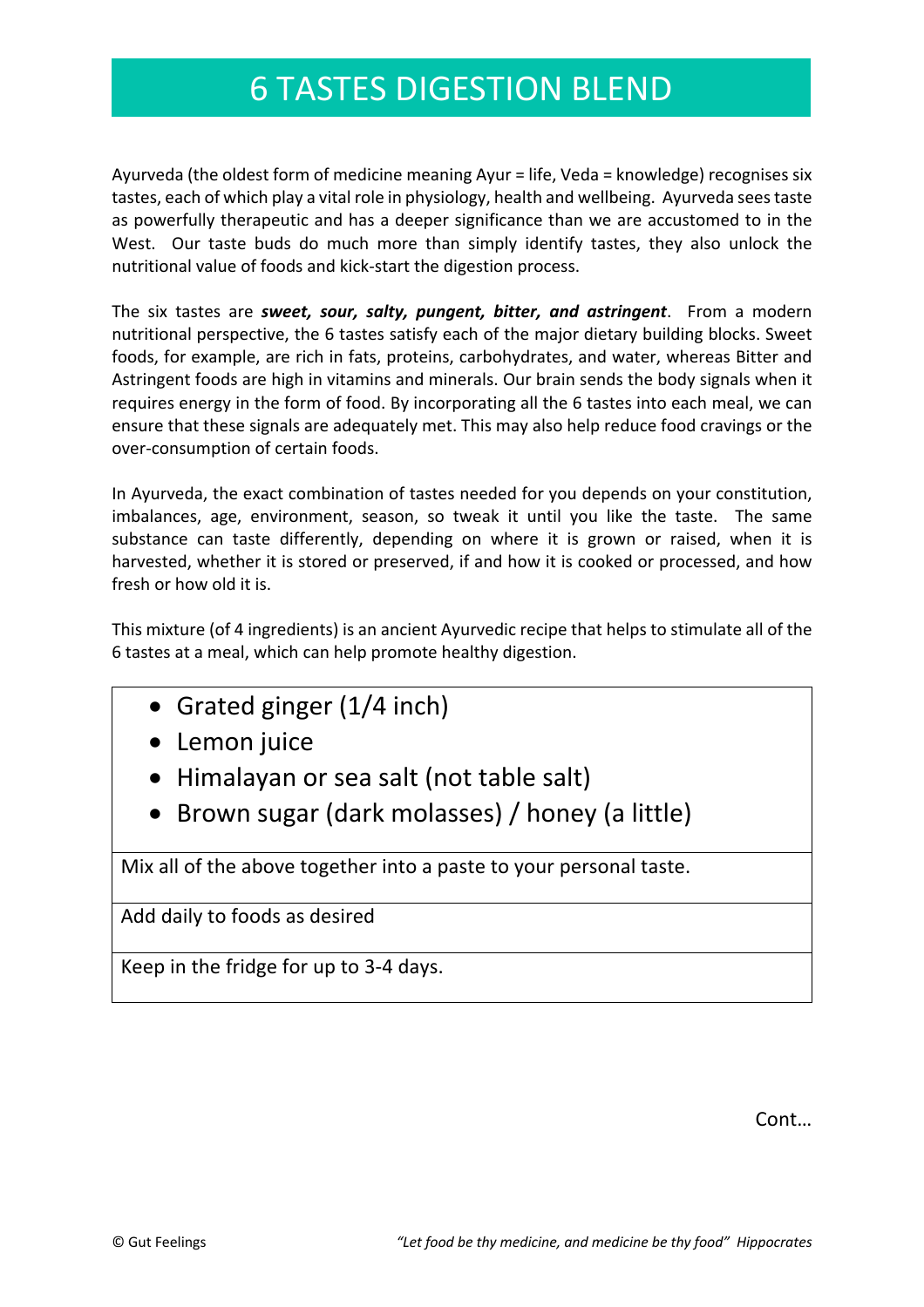# 6 TASTES DIGESTION BLEND

Ayurveda (the oldest form of medicine meaning Ayur = life, Veda = knowledge) recognises six tastes, each of which play a vital role in physiology, health and wellbeing. Ayurveda sees taste as powerfully therapeutic and has a deeper significance than we are accustomed to in the West. Our taste buds do much more than simply identify tastes, they also unlock the nutritional value of foods and kick-start the digestion process.

The six tastes are ***sweet, sour, salty, pungent, bitter, and astringent***. From a modern nutritional perspective, the 6 tastes satisfy each of the major dietary building blocks. Sweet foods, for example, are rich in fats, proteins, carbohydrates, and water, whereas Bitter and Astringent foods are high in vitamins and minerals. Our brain sends the body signals when it requires energy in the form of food. By incorporating all the 6 tastes into each meal, we can ensure that these signals are adequately met. This may also help reduce food cravings or the over-consumption of certain foods.

In Ayurveda, the exact combination of tastes needed for you depends on your constitution, imbalances, age, environment, season, so tweak it until you like the taste. The same substance can taste differently, depending on where it is grown or raised, when it is harvested, whether it is stored or preserved, if and how it is cooked or processed, and how fresh or how old it is.

This mixture (of 4 ingredients) is an ancient Ayurvedic recipe that helps to stimulate all of the 6 tastes at a meal, which can help promote healthy digestion.

- Grated ginger (1/4 inch)
- Lemon juice
- Himalayan or sea salt (not table salt)
- Brown sugar (dark molasses) / honey (a little)

Mix all of the above together into a paste to your personal taste.

Add daily to foods as desired

Keep in the fridge for up to 3-4 days.

Cont…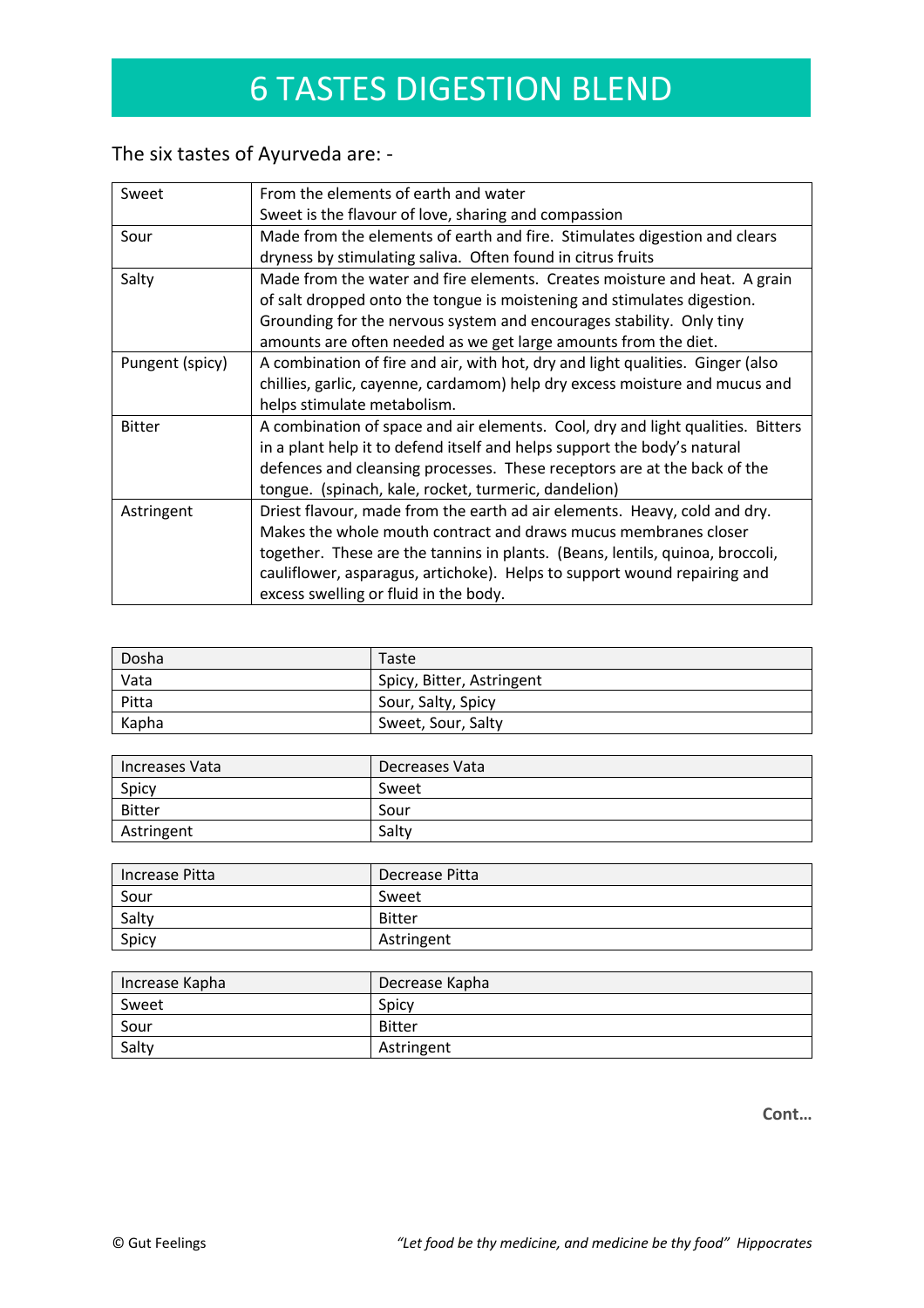# 6 TASTES DIGESTION BLEND

The six tastes of Ayurveda are: -

| | |
|---|---|
| Sweet | From the elements of earth and water<br>Sweet is the flavour of love, sharing and compassion |
| Sour | Made from the elements of earth and fire. Stimulates digestion and clears dryness by stimulating saliva. Often found in citrus fruits |
| Salty | Made from the water and fire elements. Creates moisture and heat. A grain of salt dropped onto the tongue is moistening and stimulates digestion. Grounding for the nervous system and encourages stability. Only tiny amounts are often needed as we get large amounts from the diet. |
| Pungent (spicy) | A combination of fire and air, with hot, dry and light qualities. Ginger (also chillies, garlic, cayenne, cardamom) help dry excess moisture and mucus and helps stimulate metabolism. |
| Bitter | A combination of space and air elements. Cool, dry and light qualities. Bitters in a plant help it to defend itself and helps support the body's natural defences and cleansing processes. These receptors are at the back of the tongue. (spinach, kale, rocket, turmeric, dandelion) |
| Astringent | Driest flavour, made from the earth ad air elements. Heavy, cold and dry. Makes the whole mouth contract and draws mucus membranes closer together. These are the tannins in plants. (Beans, lentils, quinoa, broccoli, cauliflower, asparagus, artichoke). Helps to support wound repairing and excess swelling or fluid in the body. |

| Dosha | Taste |
|---|---|
| Vata | Spicy, Bitter, Astringent |
| Pitta | Sour, Salty, Spicy |
| Kapha | Sweet, Sour, Salty |

| Increases Vata | Decreases Vata |
|---|---|
| Spicy | Sweet |
| Bitter | Sour |
| Astringent | Salty |

| Increase Pitta | Decrease Pitta |
|---|---|
| Sour | Sweet |
| Salty | Bitter |
| Spicy | Astringent |

| Increase Kapha | Decrease Kapha |
|---|---|
| Sweet | Spicy |
| Sour | Bitter |
| Salty | Astringent |

**Cont…**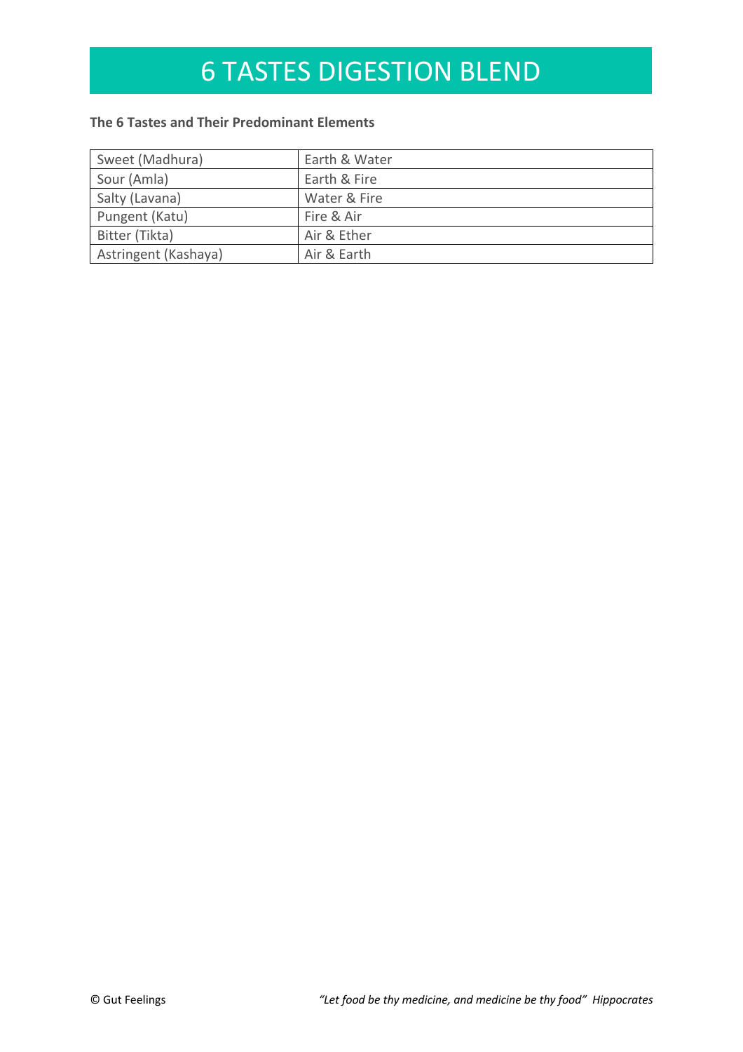# 6 TASTES DIGESTION BLEND

**The 6 Tastes and Their Predominant Elements**

| | |
|---|---|
| Sweet (Madhura) | Earth & Water |
| Sour (Amla) | Earth & Fire |
| Salty (Lavana) | Water & Fire |
| Pungent (Katu) | Fire & Air |
| Bitter (Tikta) | Air & Ether |
| Astringent (Kashaya) | Air & Earth |